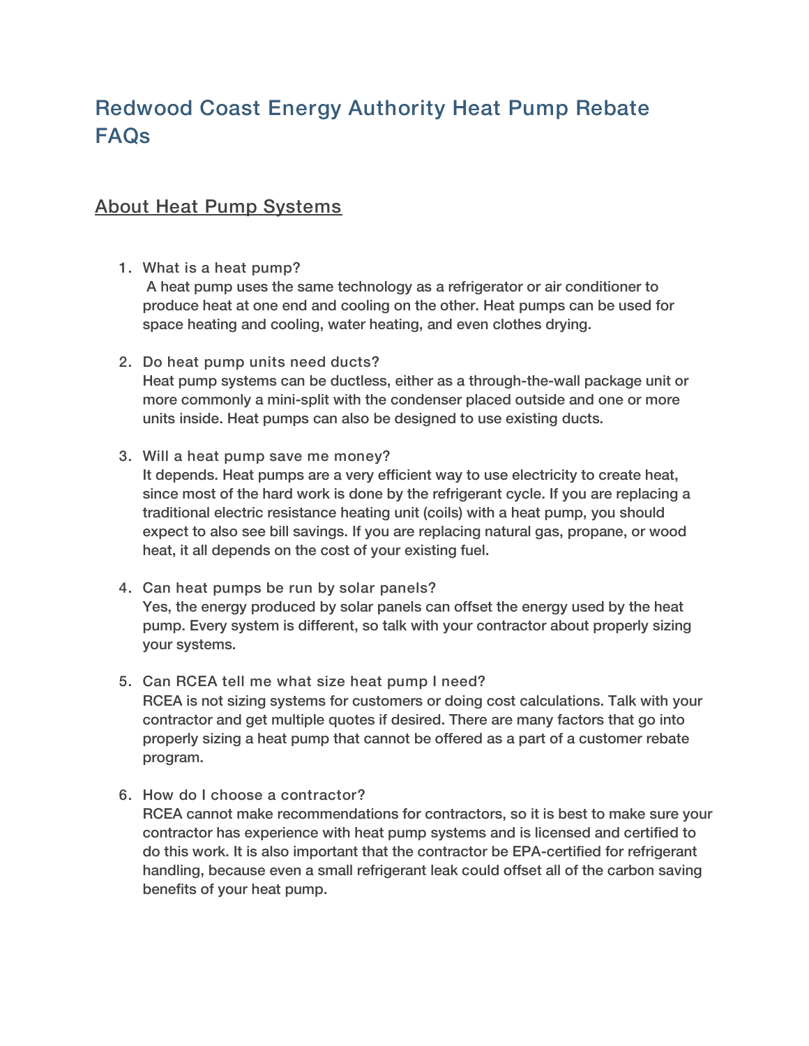# Redwood Coast Energy Authority Heat Pump Rebate FAQs

## About Heat Pump Systems

1. What is a heat pump?
   A heat pump uses the same technology as a refrigerator or air conditioner to produce heat at one end and cooling on the other. Heat pumps can be used for space heating and cooling, water heating, and even clothes drying.

2. Do heat pump units need ducts?
   Heat pump systems can be ductless, either as a through-the-wall package unit or more commonly a mini-split with the condenser placed outside and one or more units inside. Heat pumps can also be designed to use existing ducts.

3. Will a heat pump save me money?
   It depends. Heat pumps are a very efficient way to use electricity to create heat, since most of the hard work is done by the refrigerant cycle. If you are replacing a traditional electric resistance heating unit (coils) with a heat pump, you should expect to also see bill savings. If you are replacing natural gas, propane, or wood heat, it all depends on the cost of your existing fuel.

4. Can heat pumps be run by solar panels?
   Yes, the energy produced by solar panels can offset the energy used by the heat pump. Every system is different, so talk with your contractor about properly sizing your systems.

5. Can RCEA tell me what size heat pump I need?
   RCEA is not sizing systems for customers or doing cost calculations. Talk with your contractor and get multiple quotes if desired. There are many factors that go into properly sizing a heat pump that cannot be offered as a part of a customer rebate program.

6. How do I choose a contractor?
   RCEA cannot make recommendations for contractors, so it is best to make sure your contractor has experience with heat pump systems and is licensed and certified to do this work. It is also important that the contractor be EPA-certified for refrigerant handling, because even a small refrigerant leak could offset all of the carbon saving benefits of your heat pump.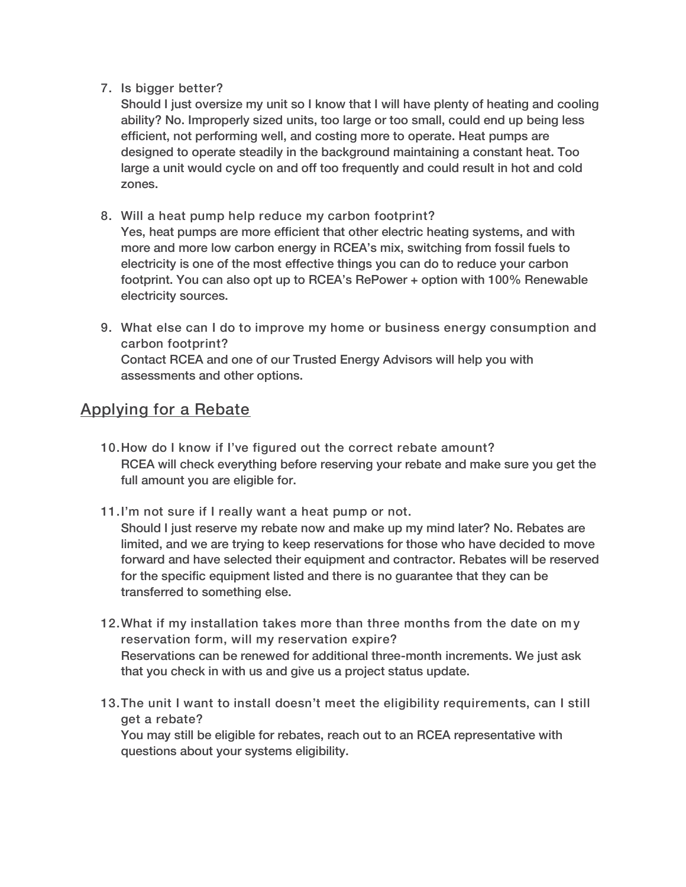7. Is bigger better?
   Should I just oversize my unit so I know that I will have plenty of heating and cooling ability? No. Improperly sized units, too large or too small, could end up being less efficient, not performing well, and costing more to operate. Heat pumps are designed to operate steadily in the background maintaining a constant heat. Too large a unit would cycle on and off too frequently and could result in hot and cold zones.

8. Will a heat pump help reduce my carbon footprint?
   Yes, heat pumps are more efficient that other electric heating systems, and with more and more low carbon energy in RCEA's mix, switching from fossil fuels to electricity is one of the most effective things you can do to reduce your carbon footprint. You can also opt up to RCEA's RePower + option with 100% Renewable electricity sources.

9. What else can I do to improve my home or business energy consumption and carbon footprint?
   Contact RCEA and one of our Trusted Energy Advisors will help you with assessments and other options.

## Applying for a Rebate

10. How do I know if I've figured out the correct rebate amount?
    RCEA will check everything before reserving your rebate and make sure you get the full amount you are eligible for.

11. I'm not sure if I really want a heat pump or not.
    Should I just reserve my rebate now and make up my mind later? No. Rebates are limited, and we are trying to keep reservations for those who have decided to move forward and have selected their equipment and contractor. Rebates will be reserved for the specific equipment listed and there is no guarantee that they can be transferred to something else.

12. What if my installation takes more than three months from the date on my reservation form, will my reservation expire?
    Reservations can be renewed for additional three-month increments. We just ask that you check in with us and give us a project status update.

13. The unit I want to install doesn't meet the eligibility requirements, can I still get a rebate?
    You may still be eligible for rebates, reach out to an RCEA representative with questions about your systems eligibility.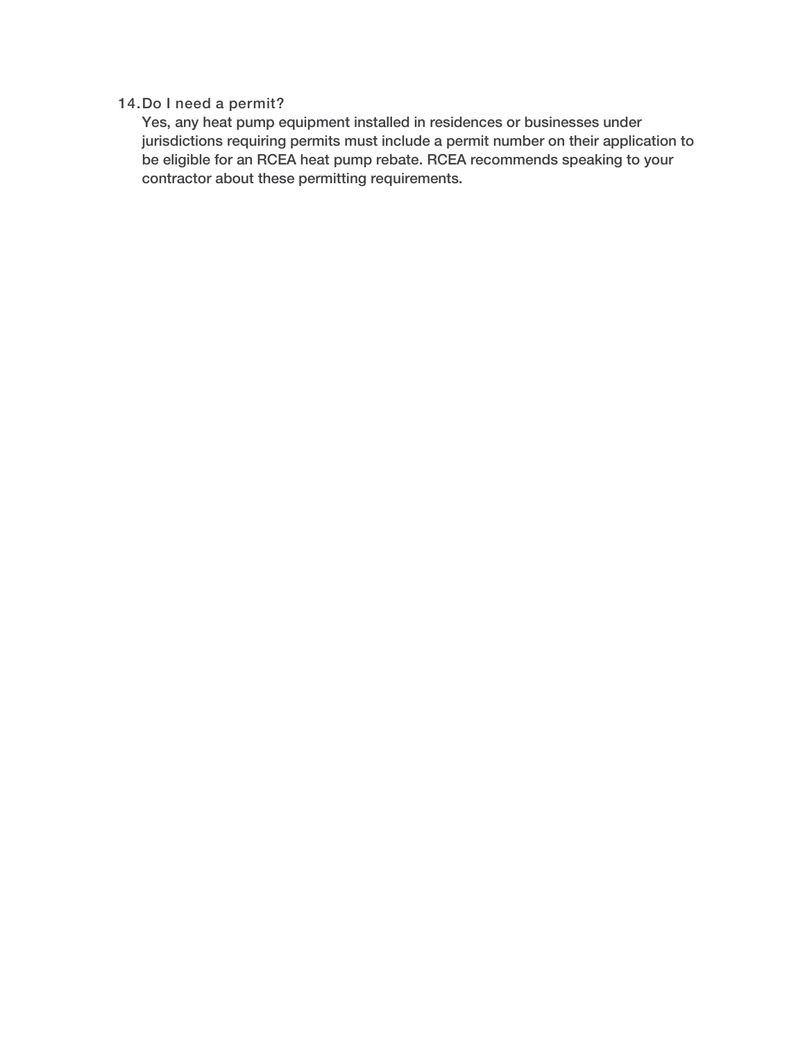14. Do I need a permit?

    Yes, any heat pump equipment installed in residences or businesses under jurisdictions requiring permits must include a permit number on their application to be eligible for an RCEA heat pump rebate. RCEA recommends speaking to your contractor about these permitting requirements.